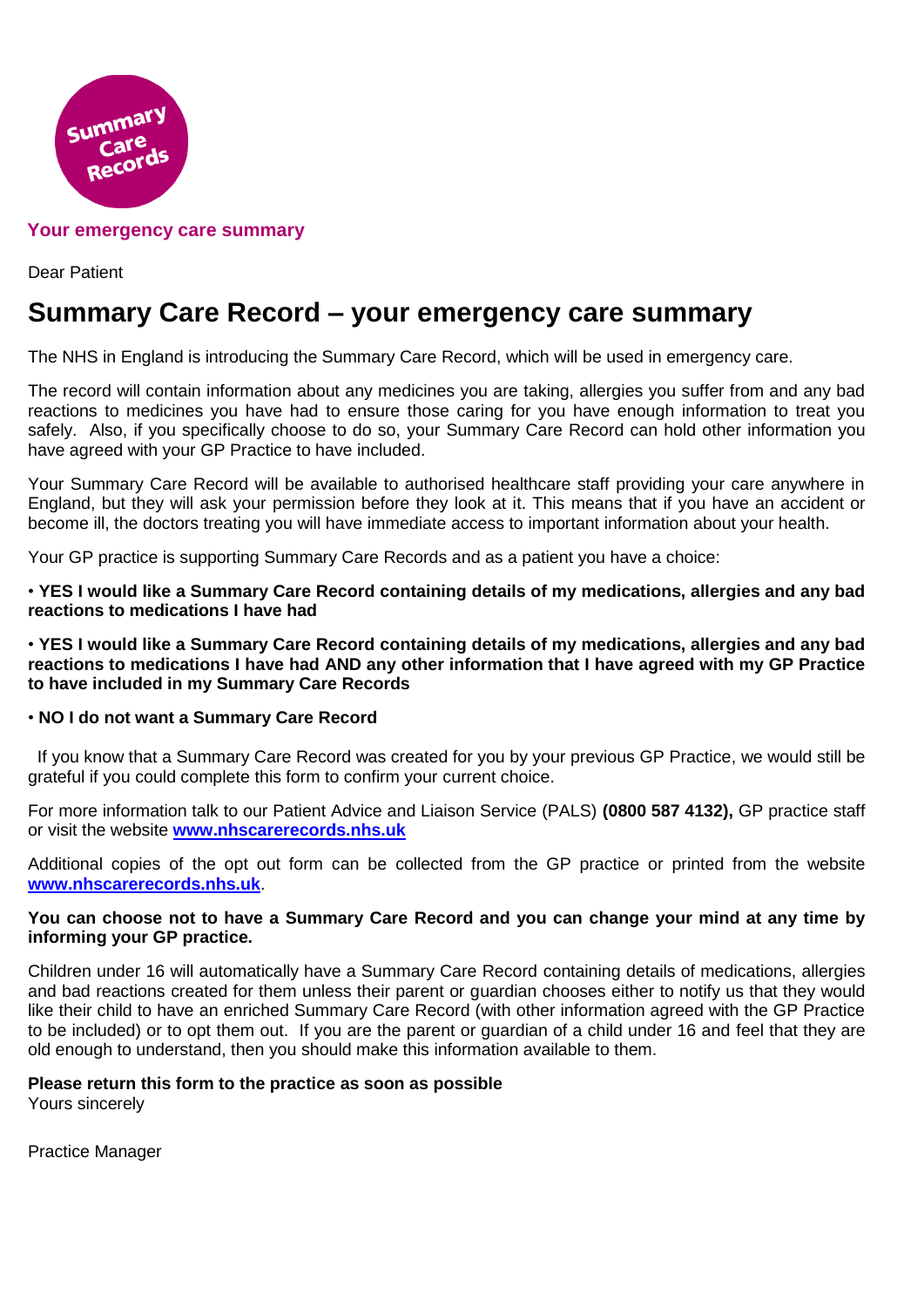Summary Care Records

**Your emergency care summary**

Dear Patient

# Summary Care Record – your emergency care summary

The NHS in England is introducing the Summary Care Record, which will be used in emergency care.

The record will contain information about any medicines you are taking, allergies you suffer from and any bad reactions to medicines you have had to ensure those caring for you have enough information to treat you safely. Also, if you specifically choose to do so, your Summary Care Record can hold other information you have agreed with your GP Practice to have included.

Your Summary Care Record will be available to authorised healthcare staff providing your care anywhere in England, but they will ask your permission before they look at it. This means that if you have an accident or become ill, the doctors treating you will have immediate access to important information about your health.

Your GP practice is supporting Summary Care Records and as a patient you have a choice:

- **YES I would like a Summary Care Record containing details of my medications, allergies and any bad reactions to medications I have had**
- **YES I would like a Summary Care Record containing details of my medications, allergies and any bad reactions to medications I have had AND any other information that I have agreed with my GP Practice to have included in my Summary Care Records**
- **NO I do not want a Summary Care Record**

If you know that a Summary Care Record was created for you by your previous GP Practice, we would still be grateful if you could complete this form to confirm your current choice.

For more information talk to our Patient Advice and Liaison Service (PALS) **(0800 587 4132),** GP practice staff or visit the website **www.nhscarerecords.nhs.uk**

Additional copies of the opt out form can be collected from the GP practice or printed from the website **www.nhscarerecords.nhs.uk**.

**You can choose not to have a Summary Care Record and you can change your mind at any time by informing your GP practice.**

Children under 16 will automatically have a Summary Care Record containing details of medications, allergies and bad reactions created for them unless their parent or guardian chooses either to notify us that they would like their child to have an enriched Summary Care Record (with other information agreed with the GP Practice to be included) or to opt them out. If you are the parent or guardian of a child under 16 and feel that they are old enough to understand, then you should make this information available to them.

**Please return this form to the practice as soon as possible**
Yours sincerely

Practice Manager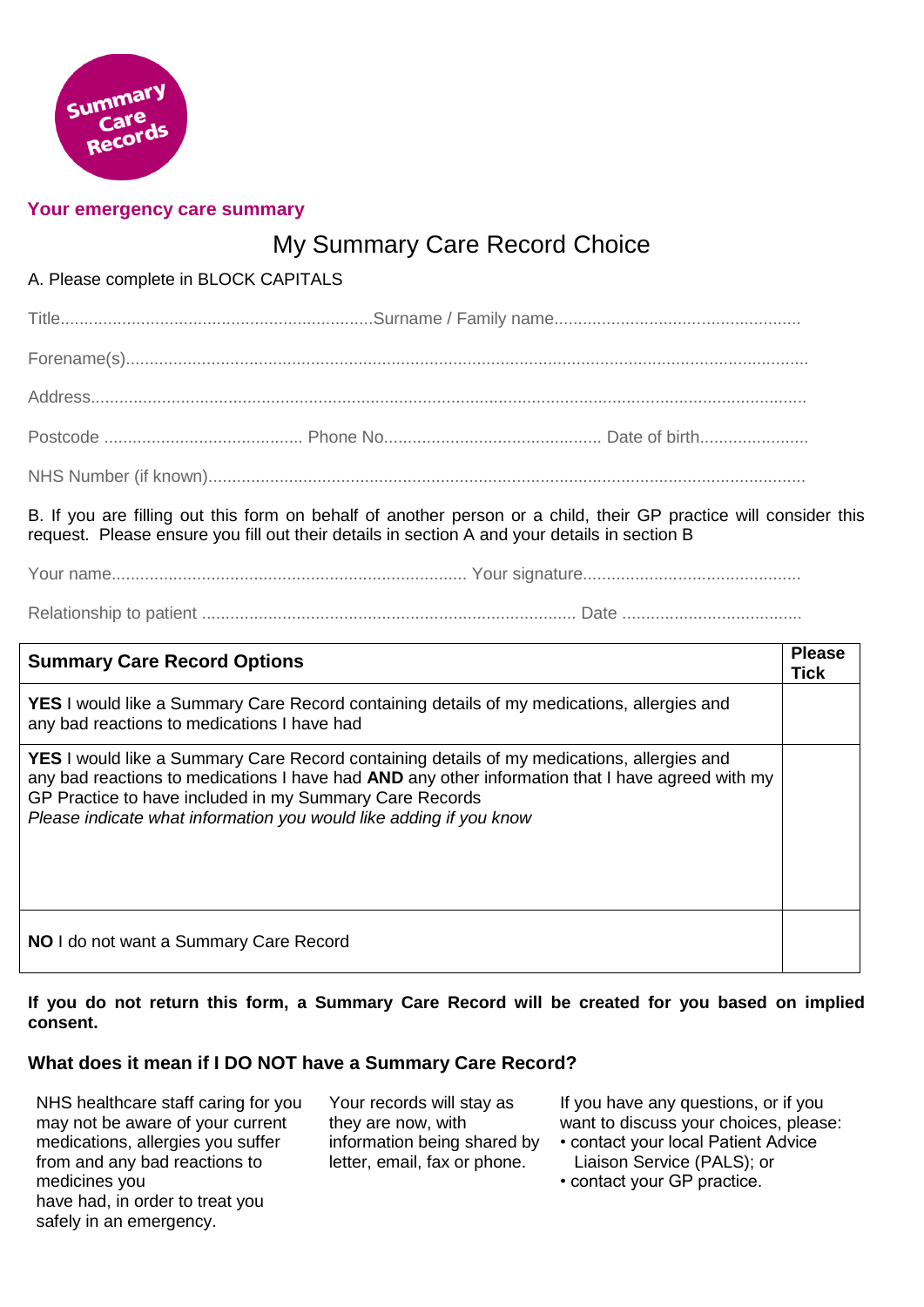Summary Care Records

**Your emergency care summary**

# My Summary Care Record Choice

A. Please complete in BLOCK CAPITALS

Title.................................................................Surname / Family name...................................................

Forename(s)...............................................................................................................................................

Address......................................................................................................................................................

Postcode .......................................... Phone No............................................. Date of birth.......................

NHS Number (if known)............................................................................................................................

B. If you are filling out this form on behalf of another person or a child, their GP practice will consider this request. Please ensure you fill out their details in section A and your details in section B

Your name.......................................................................... Your signature.............................................

Relationship to patient .............................................................................. Date .....................................

| **Summary Care Record Options** | **Please Tick** |
|---|---|
| **YES** I would like a Summary Care Record containing details of my medications, allergies and any bad reactions to medications I have had | |
| **YES** I would like a Summary Care Record containing details of my medications, allergies and any bad reactions to medications I have had **AND** any other information that I have agreed with my GP Practice to have included in my Summary Care Records<br>*Please indicate what information you would like adding if you know* | |
| **NO** I do not want a Summary Care Record | |

**If you do not return this form, a Summary Care Record will be created for you based on implied consent.**

## What does it mean if I DO NOT have a Summary Care Record?

NHS healthcare staff caring for you may not be aware of your current medications, allergies you suffer from and any bad reactions to medicines you have had, in order to treat you safely in an emergency.

Your records will stay as they are now, with information being shared by letter, email, fax or phone.

If you have any questions, or if you want to discuss your choices, please:

- contact your local Patient Advice Liaison Service (PALS); or
- contact your GP practice.